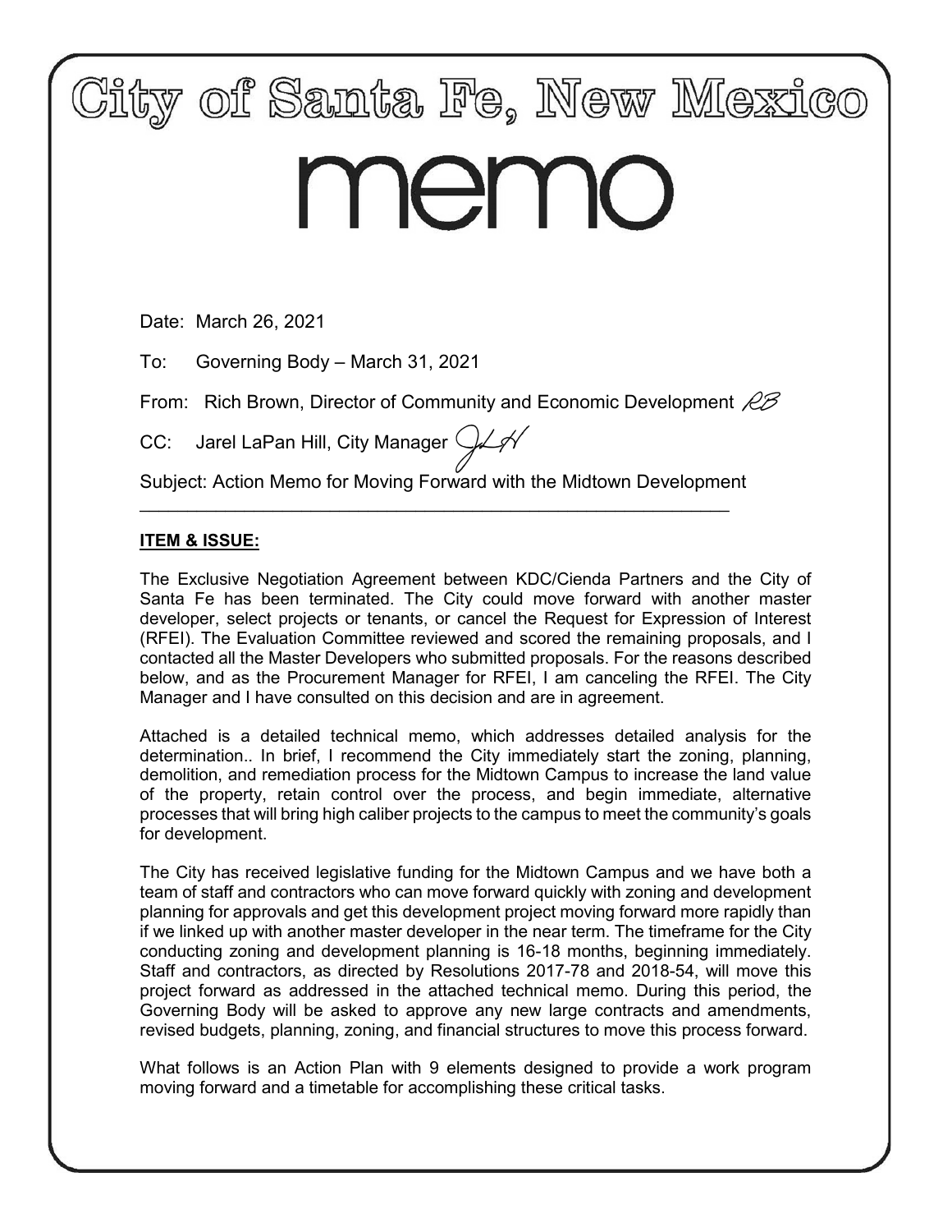# City of Santa Fe, New Mexico

# memo

Date: March 26, 2021

To: Governing Body – March 31, 2021

From: Rich Brown, Director of Community and Economic Development

CC: Jarel LaPan Hill, City Manager

Subject: Action Memo for Moving Forward with the Midtown Development

---

**ITEM & ISSUE:**

The Exclusive Negotiation Agreement between KDC/Cienda Partners and the City of Santa Fe has been terminated. The City could move forward with another master developer, select projects or tenants, or cancel the Request for Expression of Interest (RFEI). The Evaluation Committee reviewed and scored the remaining proposals, and I contacted all the Master Developers who submitted proposals. For the reasons described below, and as the Procurement Manager for RFEI, I am canceling the RFEI. The City Manager and I have consulted on this decision and are in agreement.

Attached is a detailed technical memo, which addresses detailed analysis for the determination.. In brief, I recommend the City immediately start the zoning, planning, demolition, and remediation process for the Midtown Campus to increase the land value of the property, retain control over the process, and begin immediate, alternative processes that will bring high caliber projects to the campus to meet the community's goals for development.

The City has received legislative funding for the Midtown Campus and we have both a team of staff and contractors who can move forward quickly with zoning and development planning for approvals and get this development project moving forward more rapidly than if we linked up with another master developer in the near term. The timeframe for the City conducting zoning and development planning is 16-18 months, beginning immediately. Staff and contractors, as directed by Resolutions 2017-78 and 2018-54, will move this project forward as addressed in the attached technical memo. During this period, the Governing Body will be asked to approve any new large contracts and amendments, revised budgets, planning, zoning, and financial structures to move this process forward.

What follows is an Action Plan with 9 elements designed to provide a work program moving forward and a timetable for accomplishing these critical tasks.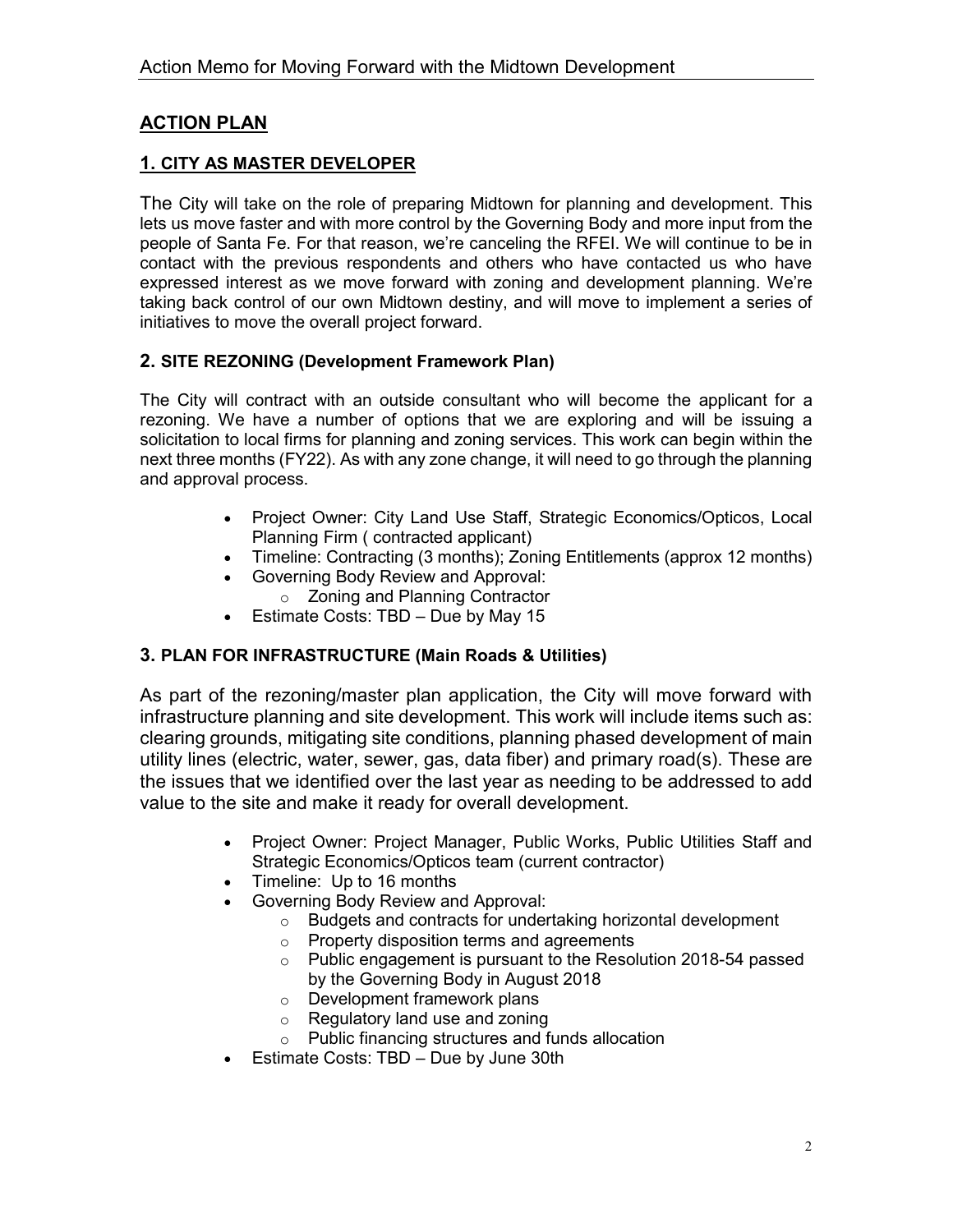## ACTION PLAN

### 1. CITY AS MASTER DEVELOPER

The City will take on the role of preparing Midtown for planning and development. This lets us move faster and with more control by the Governing Body and more input from the people of Santa Fe. For that reason, we're canceling the RFEI. We will continue to be in contact with the previous respondents and others who have contacted us who have expressed interest as we move forward with zoning and development planning. We're taking back control of our own Midtown destiny, and will move to implement a series of initiatives to move the overall project forward.

### 2. SITE REZONING (Development Framework Plan)

The City will contract with an outside consultant who will become the applicant for a rezoning. We have a number of options that we are exploring and will be issuing a solicitation to local firms for planning and zoning services. This work can begin within the next three months (FY22). As with any zone change, it will need to go through the planning and approval process.

- Project Owner: City Land Use Staff, Strategic Economics/Opticos, Local Planning Firm ( contracted applicant)
- Timeline: Contracting (3 months); Zoning Entitlements (approx 12 months)
- Governing Body Review and Approval:
  - Zoning and Planning Contractor
- Estimate Costs: TBD – Due by May 15

### 3. PLAN FOR INFRASTRUCTURE (Main Roads & Utilities)

As part of the rezoning/master plan application, the City will move forward with infrastructure planning and site development. This work will include items such as: clearing grounds, mitigating site conditions, planning phased development of main utility lines (electric, water, sewer, gas, data fiber) and primary road(s). These are the issues that we identified over the last year as needing to be addressed to add value to the site and make it ready for overall development.

- Project Owner: Project Manager, Public Works, Public Utilities Staff and Strategic Economics/Opticos team (current contractor)
- Timeline: Up to 16 months
- Governing Body Review and Approval:
  - Budgets and contracts for undertaking horizontal development
  - Property disposition terms and agreements
  - Public engagement is pursuant to the Resolution 2018-54 passed by the Governing Body in August 2018
  - Development framework plans
  - Regulatory land use and zoning
  - Public financing structures and funds allocation
- Estimate Costs: TBD – Due by June 30th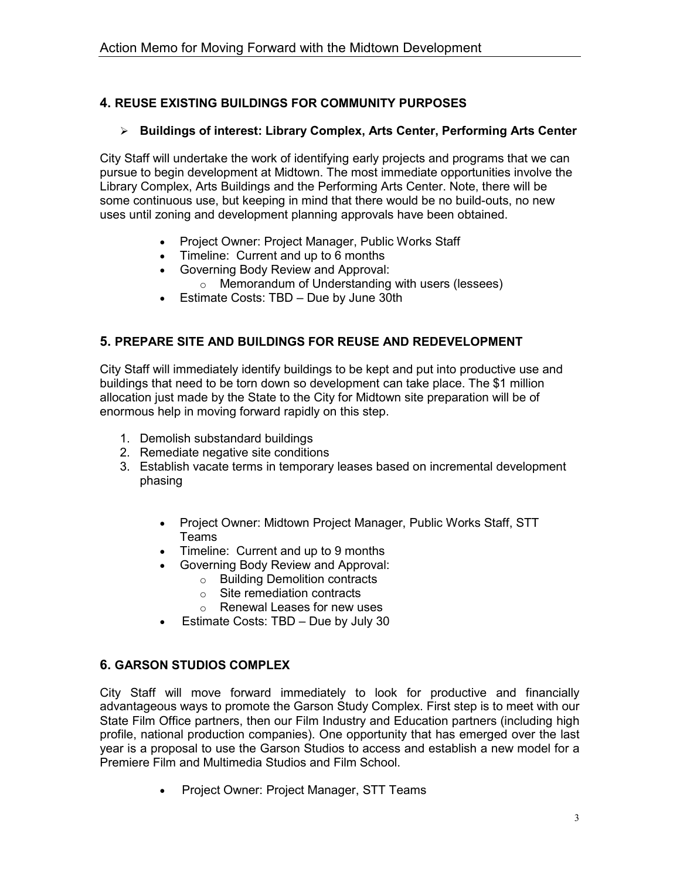## 4. REUSE EXISTING BUILDINGS FOR COMMUNITY PURPOSES

- **Buildings of interest: Library Complex, Arts Center, Performing Arts Center**

City Staff will undertake the work of identifying early projects and programs that we can pursue to begin development at Midtown. The most immediate opportunities involve the Library Complex, Arts Buildings and the Performing Arts Center. Note, there will be some continuous use, but keeping in mind that there would be no build-outs, no new uses until zoning and development planning approvals have been obtained.

- Project Owner: Project Manager, Public Works Staff
- Timeline: Current and up to 6 months
- Governing Body Review and Approval:
  - Memorandum of Understanding with users (lessees)
- Estimate Costs: TBD – Due by June 30th

## 5. PREPARE SITE AND BUILDINGS FOR REUSE AND REDEVELOPMENT

City Staff will immediately identify buildings to be kept and put into productive use and buildings that need to be torn down so development can take place. The $1 million allocation just made by the State to the City for Midtown site preparation will be of enormous help in moving forward rapidly on this step.

1. Demolish substandard buildings
2. Remediate negative site conditions
3. Establish vacate terms in temporary leases based on incremental development phasing

- Project Owner: Midtown Project Manager, Public Works Staff, STT Teams
- Timeline: Current and up to 9 months
- Governing Body Review and Approval:
  - Building Demolition contracts
  - Site remediation contracts
  - Renewal Leases for new uses
- Estimate Costs: TBD – Due by July 30

## 6. GARSON STUDIOS COMPLEX

City Staff will move forward immediately to look for productive and financially advantageous ways to promote the Garson Study Complex. First step is to meet with our State Film Office partners, then our Film Industry and Education partners (including high profile, national production companies). One opportunity that has emerged over the last year is a proposal to use the Garson Studios to access and establish a new model for a Premiere Film and Multimedia Studios and Film School.

- Project Owner: Project Manager, STT Teams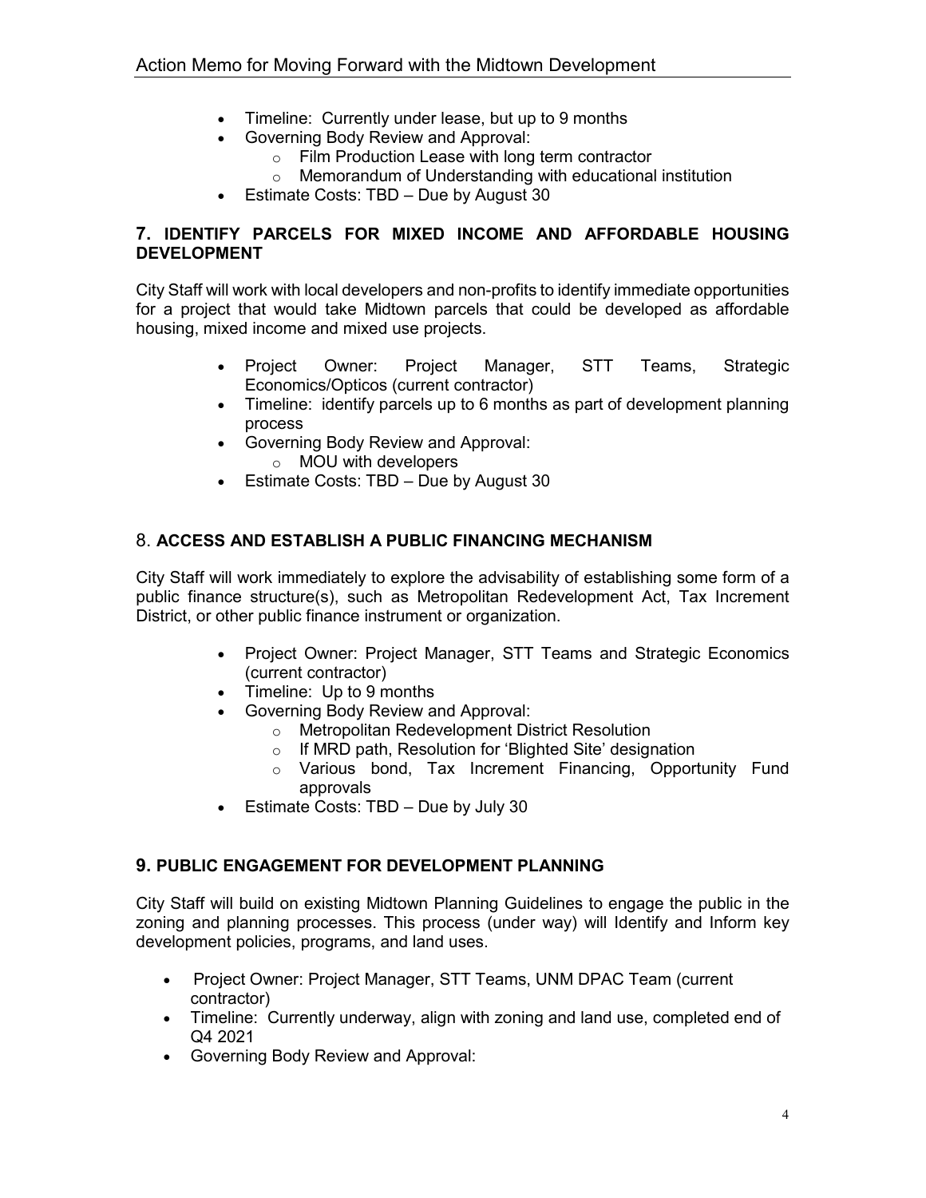- Timeline: Currently under lease, but up to 9 months
- Governing Body Review and Approval:
  - Film Production Lease with long term contractor
  - Memorandum of Understanding with educational institution
- Estimate Costs: TBD – Due by August 30

## 7. IDENTIFY PARCELS FOR MIXED INCOME AND AFFORDABLE HOUSING DEVELOPMENT

City Staff will work with local developers and non-profits to identify immediate opportunities for a project that would take Midtown parcels that could be developed as affordable housing, mixed income and mixed use projects.

- Project Owner: Project Manager, STT Teams, Strategic Economics/Opticos (current contractor)
- Timeline: identify parcels up to 6 months as part of development planning process
- Governing Body Review and Approval:
  - MOU with developers
- Estimate Costs: TBD – Due by August 30

## 8. ACCESS AND ESTABLISH A PUBLIC FINANCING MECHANISM

City Staff will work immediately to explore the advisability of establishing some form of a public finance structure(s), such as Metropolitan Redevelopment Act, Tax Increment District, or other public finance instrument or organization.

- Project Owner: Project Manager, STT Teams and Strategic Economics (current contractor)
- Timeline: Up to 9 months
- Governing Body Review and Approval:
  - Metropolitan Redevelopment District Resolution
  - If MRD path, Resolution for 'Blighted Site' designation
  - Various bond, Tax Increment Financing, Opportunity Fund approvals
- Estimate Costs: TBD – Due by July 30

## 9. PUBLIC ENGAGEMENT FOR DEVELOPMENT PLANNING

City Staff will build on existing Midtown Planning Guidelines to engage the public in the zoning and planning processes. This process (under way) will Identify and Inform key development policies, programs, and land uses.

- Project Owner: Project Manager, STT Teams, UNM DPAC Team (current contractor)
- Timeline: Currently underway, align with zoning and land use, completed end of Q4 2021
- Governing Body Review and Approval: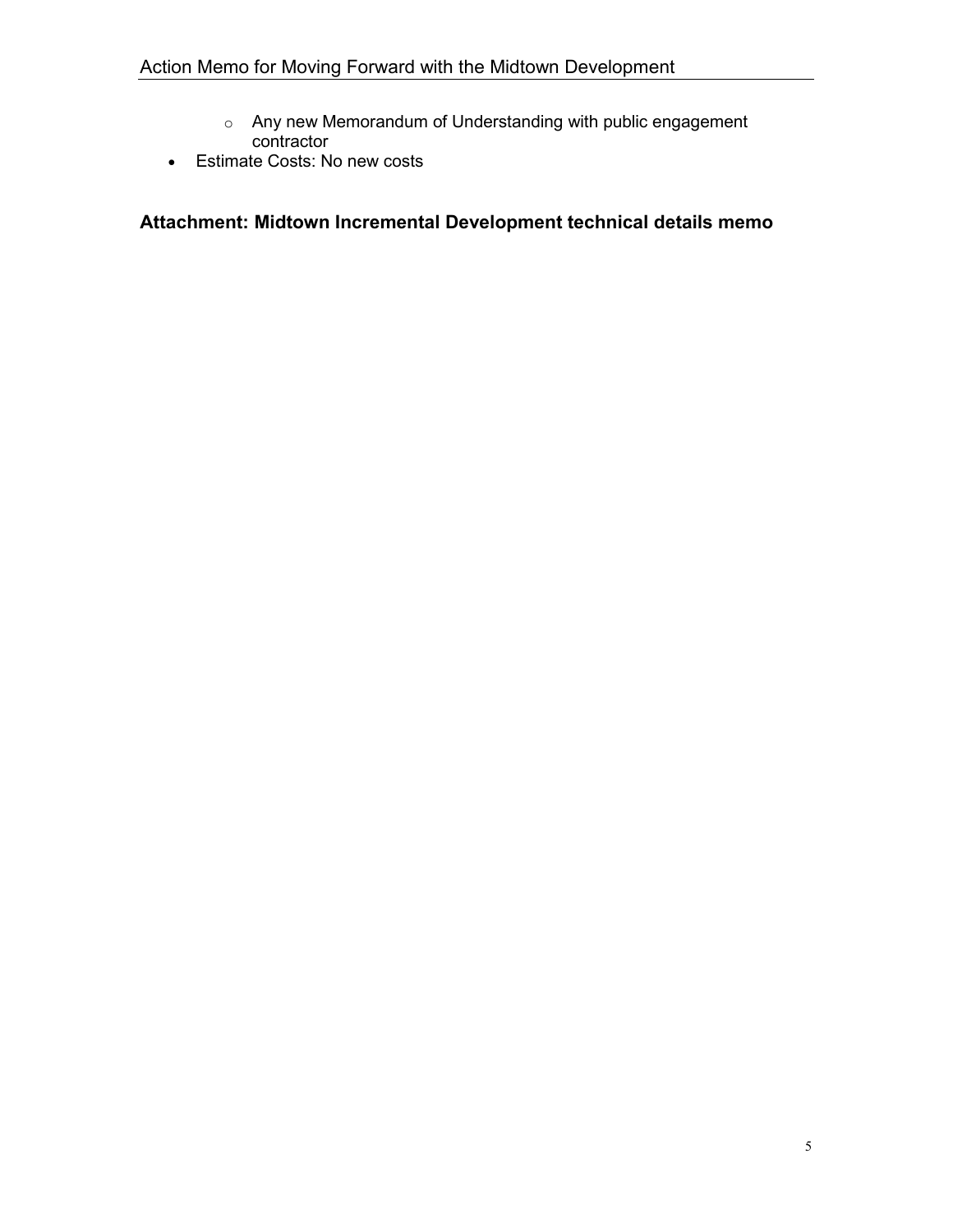- Any new Memorandum of Understanding with public engagement contractor
- Estimate Costs: No new costs

## Attachment: Midtown Incremental Development technical details memo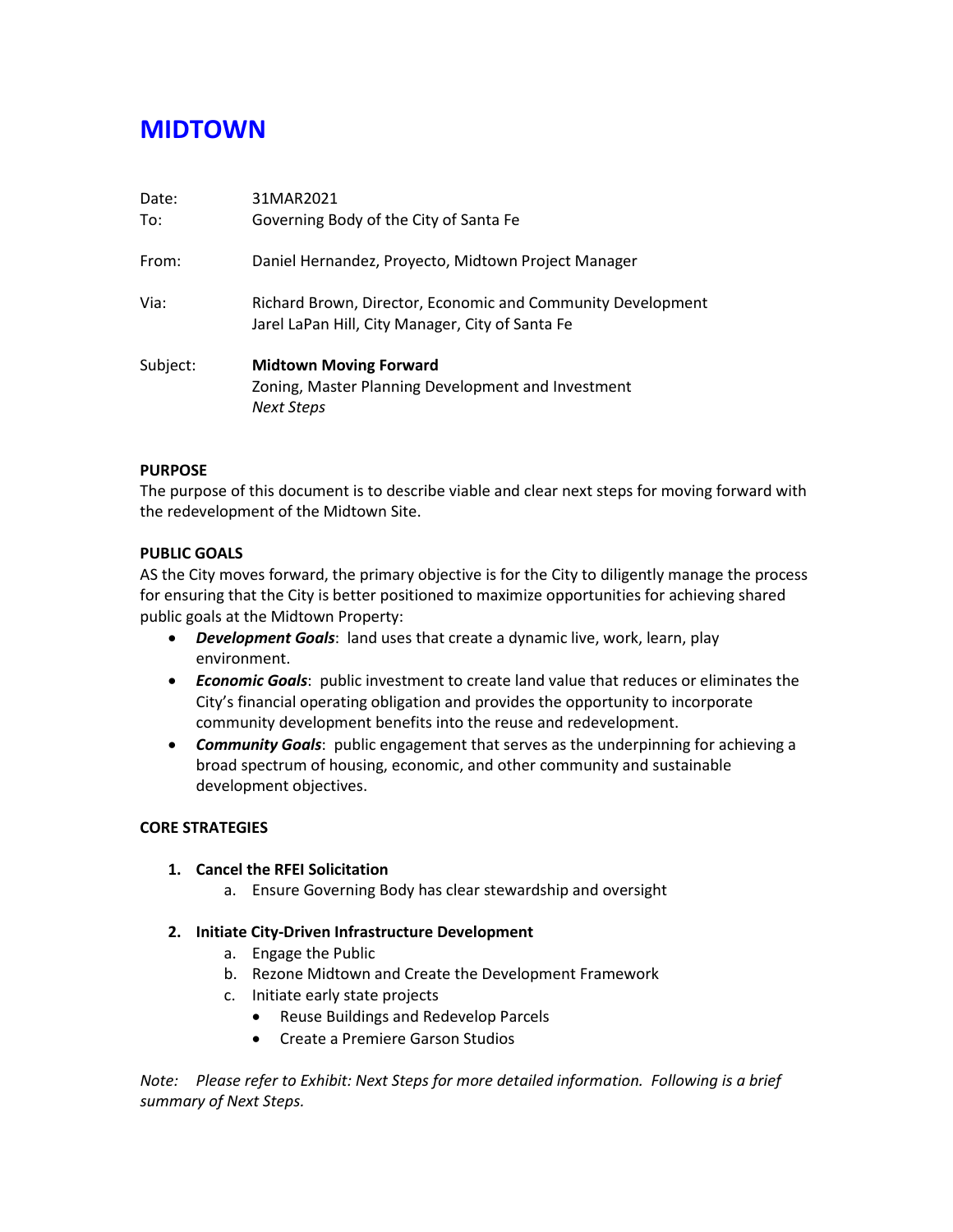# MIDTOWN

| | |
|---|---|
| Date: | 31MAR2021 |
| To: | Governing Body of the City of Santa Fe |
| From: | Daniel Hernandez, Proyecto, Midtown Project Manager |
| Via: | Richard Brown, Director, Economic and Community Development<br>Jarel LaPan Hill, City Manager, City of Santa Fe |
| Subject: | **Midtown Moving Forward**<br>Zoning, Master Planning Development and Investment<br>*Next Steps* |

**PURPOSE**

The purpose of this document is to describe viable and clear next steps for moving forward with the redevelopment of the Midtown Site.

**PUBLIC GOALS**

AS the City moves forward, the primary objective is for the City to diligently manage the process for ensuring that the City is better positioned to maximize opportunities for achieving shared public goals at the Midtown Property:

- ***Development Goals***: land uses that create a dynamic live, work, learn, play environment.
- ***Economic Goals***: public investment to create land value that reduces or eliminates the City's financial operating obligation and provides the opportunity to incorporate community development benefits into the reuse and redevelopment.
- ***Community Goals***: public engagement that serves as the underpinning for achieving a broad spectrum of housing, economic, and other community and sustainable development objectives.

**CORE STRATEGIES**

1. **Cancel the RFEI Solicitation**
   a. Ensure Governing Body has clear stewardship and oversight
2. **Initiate City-Driven Infrastructure Development**
   a. Engage the Public
   b. Rezone Midtown and Create the Development Framework
   c. Initiate early state projects
      - Reuse Buildings and Redevelop Parcels
      - Create a Premiere Garson Studios

*Note: Please refer to Exhibit: Next Steps for more detailed information. Following is a brief summary of Next Steps.*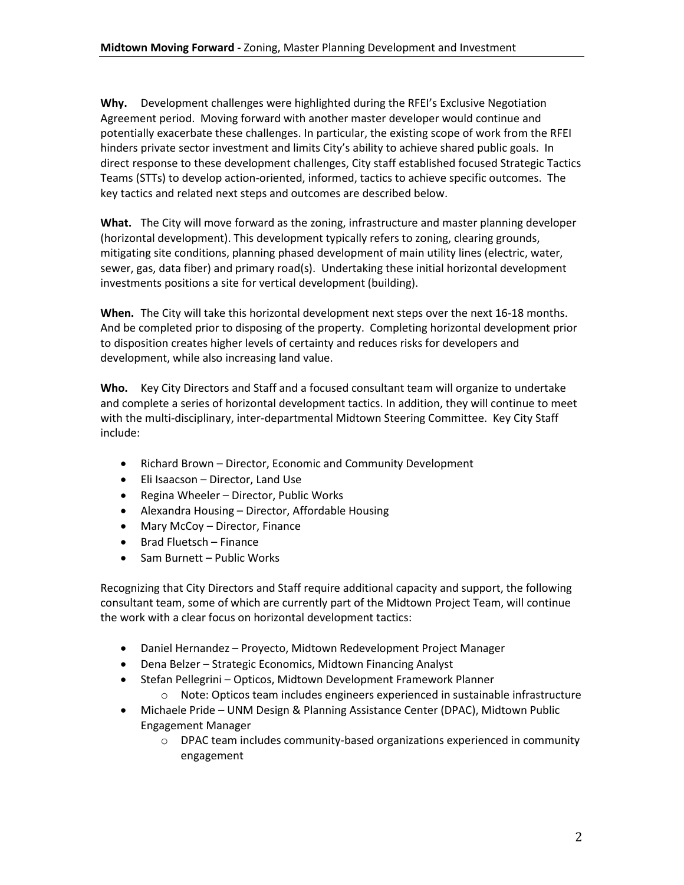**Why.** Development challenges were highlighted during the RFEI's Exclusive Negotiation Agreement period. Moving forward with another master developer would continue and potentially exacerbate these challenges. In particular, the existing scope of work from the RFEI hinders private sector investment and limits City's ability to achieve shared public goals. In direct response to these development challenges, City staff established focused Strategic Tactics Teams (STTs) to develop action-oriented, informed, tactics to achieve specific outcomes. The key tactics and related next steps and outcomes are described below.

**What.** The City will move forward as the zoning, infrastructure and master planning developer (horizontal development). This development typically refers to zoning, clearing grounds, mitigating site conditions, planning phased development of main utility lines (electric, water, sewer, gas, data fiber) and primary road(s). Undertaking these initial horizontal development investments positions a site for vertical development (building).

**When.** The City will take this horizontal development next steps over the next 16-18 months. And be completed prior to disposing of the property. Completing horizontal development prior to disposition creates higher levels of certainty and reduces risks for developers and development, while also increasing land value.

**Who.** Key City Directors and Staff and a focused consultant team will organize to undertake and complete a series of horizontal development tactics. In addition, they will continue to meet with the multi-disciplinary, inter-departmental Midtown Steering Committee. Key City Staff include:

- Richard Brown – Director, Economic and Community Development
- Eli Isaacson – Director, Land Use
- Regina Wheeler – Director, Public Works
- Alexandra Housing – Director, Affordable Housing
- Mary McCoy – Director, Finance
- Brad Fluetsch – Finance
- Sam Burnett – Public Works

Recognizing that City Directors and Staff require additional capacity and support, the following consultant team, some of which are currently part of the Midtown Project Team, will continue the work with a clear focus on horizontal development tactics:

- Daniel Hernandez – Proyecto, Midtown Redevelopment Project Manager
- Dena Belzer – Strategic Economics, Midtown Financing Analyst
- Stefan Pellegrini – Opticos, Midtown Development Framework Planner
  - Note: Opticos team includes engineers experienced in sustainable infrastructure
- Michaele Pride – UNM Design & Planning Assistance Center (DPAC), Midtown Public Engagement Manager
  - DPAC team includes community-based organizations experienced in community engagement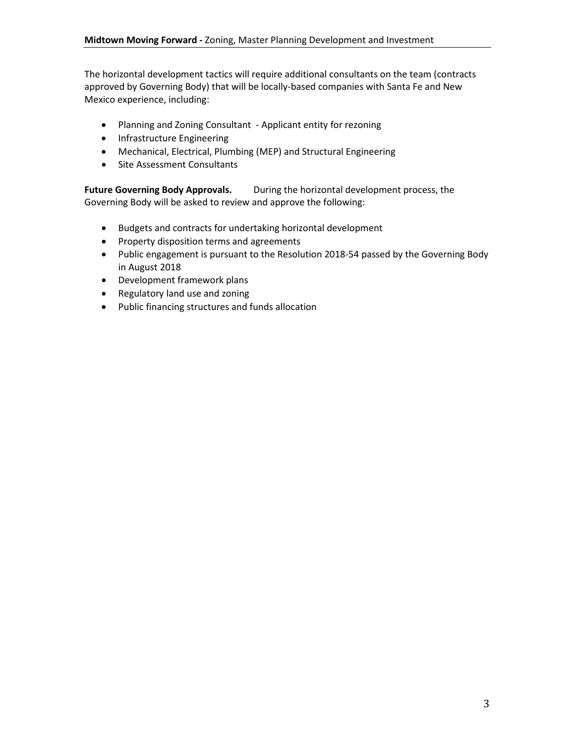The horizontal development tactics will require additional consultants on the team (contracts approved by Governing Body) that will be locally-based companies with Santa Fe and New Mexico experience, including:

- Planning and Zoning Consultant - Applicant entity for rezoning
- Infrastructure Engineering
- Mechanical, Electrical, Plumbing (MEP) and Structural Engineering
- Site Assessment Consultants

**Future Governing Body Approvals.** During the horizontal development process, the Governing Body will be asked to review and approve the following:

- Budgets and contracts for undertaking horizontal development
- Property disposition terms and agreements
- Public engagement is pursuant to the Resolution 2018-54 passed by the Governing Body in August 2018
- Development framework plans
- Regulatory land use and zoning
- Public financing structures and funds allocation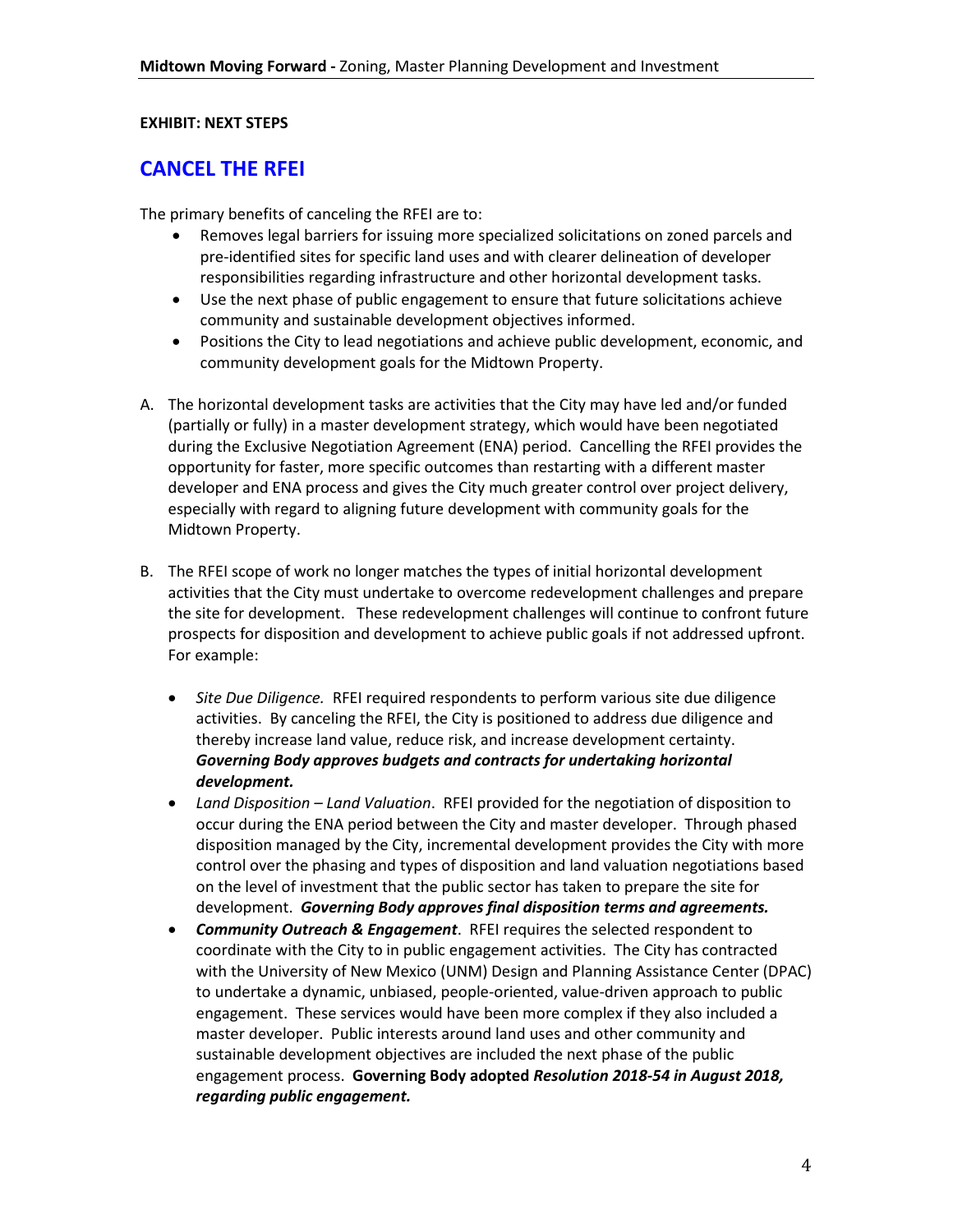**EXHIBIT: NEXT STEPS**

## CANCEL THE RFEI

The primary benefits of canceling the RFEI are to:

- Removes legal barriers for issuing more specialized solicitations on zoned parcels and pre-identified sites for specific land uses and with clearer delineation of developer responsibilities regarding infrastructure and other horizontal development tasks.
- Use the next phase of public engagement to ensure that future solicitations achieve community and sustainable development objectives informed.
- Positions the City to lead negotiations and achieve public development, economic, and community development goals for the Midtown Property.

A. The horizontal development tasks are activities that the City may have led and/or funded (partially or fully) in a master development strategy, which would have been negotiated during the Exclusive Negotiation Agreement (ENA) period. Cancelling the RFEI provides the opportunity for faster, more specific outcomes than restarting with a different master developer and ENA process and gives the City much greater control over project delivery, especially with regard to aligning future development with community goals for the Midtown Property.

B. The RFEI scope of work no longer matches the types of initial horizontal development activities that the City must undertake to overcome redevelopment challenges and prepare the site for development. These redevelopment challenges will continue to confront future prospects for disposition and development to achieve public goals if not addressed upfront. For example:

   - *Site Due Diligence.* RFEI required respondents to perform various site due diligence activities. By canceling the RFEI, the City is positioned to address due diligence and thereby increase land value, reduce risk, and increase development certainty. ***Governing Body approves budgets and contracts for undertaking horizontal development.***
   - *Land Disposition – Land Valuation*. RFEI provided for the negotiation of disposition to occur during the ENA period between the City and master developer. Through phased disposition managed by the City, incremental development provides the City with more control over the phasing and types of disposition and land valuation negotiations based on the level of investment that the public sector has taken to prepare the site for development. ***Governing Body approves final disposition terms and agreements.***
   - ***Community Outreach & Engagement***. RFEI requires the selected respondent to coordinate with the City to in public engagement activities. The City has contracted with the University of New Mexico (UNM) Design and Planning Assistance Center (DPAC) to undertake a dynamic, unbiased, people-oriented, value-driven approach to public engagement. These services would have been more complex if they also included a master developer. Public interests around land uses and other community and sustainable development objectives are included the next phase of the public engagement process. **Governing Body adopted** ***Resolution 2018-54 in August 2018, regarding public engagement.***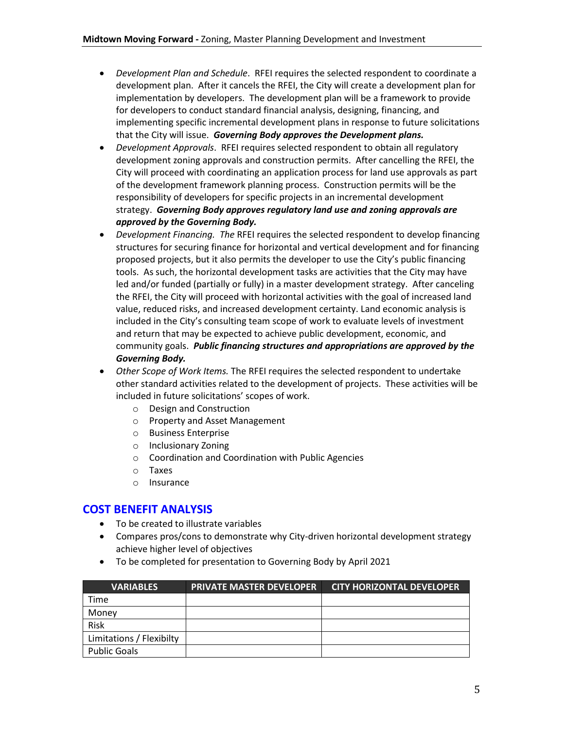- *Development Plan and Schedule*. RFEI requires the selected respondent to coordinate a development plan. After it cancels the RFEI, the City will create a development plan for implementation by developers. The development plan will be a framework to provide for developers to conduct standard financial analysis, designing, financing, and implementing specific incremental development plans in response to future solicitations that the City will issue. ***Governing Body approves the Development plans.***
- *Development Approvals*. RFEI requires selected respondent to obtain all regulatory development zoning approvals and construction permits. After cancelling the RFEI, the City will proceed with coordinating an application process for land use approvals as part of the development framework planning process. Construction permits will be the responsibility of developers for specific projects in an incremental development strategy. ***Governing Body approves regulatory land use and zoning approvals are approved by the Governing Body.***
- *Development Financing. The* RFEI requires the selected respondent to develop financing structures for securing finance for horizontal and vertical development and for financing proposed projects, but it also permits the developer to use the City's public financing tools. As such, the horizontal development tasks are activities that the City may have led and/or funded (partially or fully) in a master development strategy. After canceling the RFEI, the City will proceed with horizontal activities with the goal of increased land value, reduced risks, and increased development certainty. Land economic analysis is included in the City's consulting team scope of work to evaluate levels of investment and return that may be expected to achieve public development, economic, and community goals. ***Public financing structures and appropriations are approved by the Governing Body.***
- *Other Scope of Work Items.* The RFEI requires the selected respondent to undertake other standard activities related to the development of projects. These activities will be included in future solicitations' scopes of work.
  - Design and Construction
  - Property and Asset Management
  - Business Enterprise
  - Inclusionary Zoning
  - Coordination and Coordination with Public Agencies
  - Taxes
  - Insurance

## COST BENEFIT ANALYSIS

- To be created to illustrate variables
- Compares pros/cons to demonstrate why City-driven horizontal development strategy achieve higher level of objectives
- To be completed for presentation to Governing Body by April 2021

| VARIABLES | PRIVATE MASTER DEVELOPER | CITY HORIZONTAL DEVELOPER |
|---|---|---|
| Time | | |
| Money | | |
| Risk | | |
| Limitations / Flexibilty | | |
| Public Goals | | |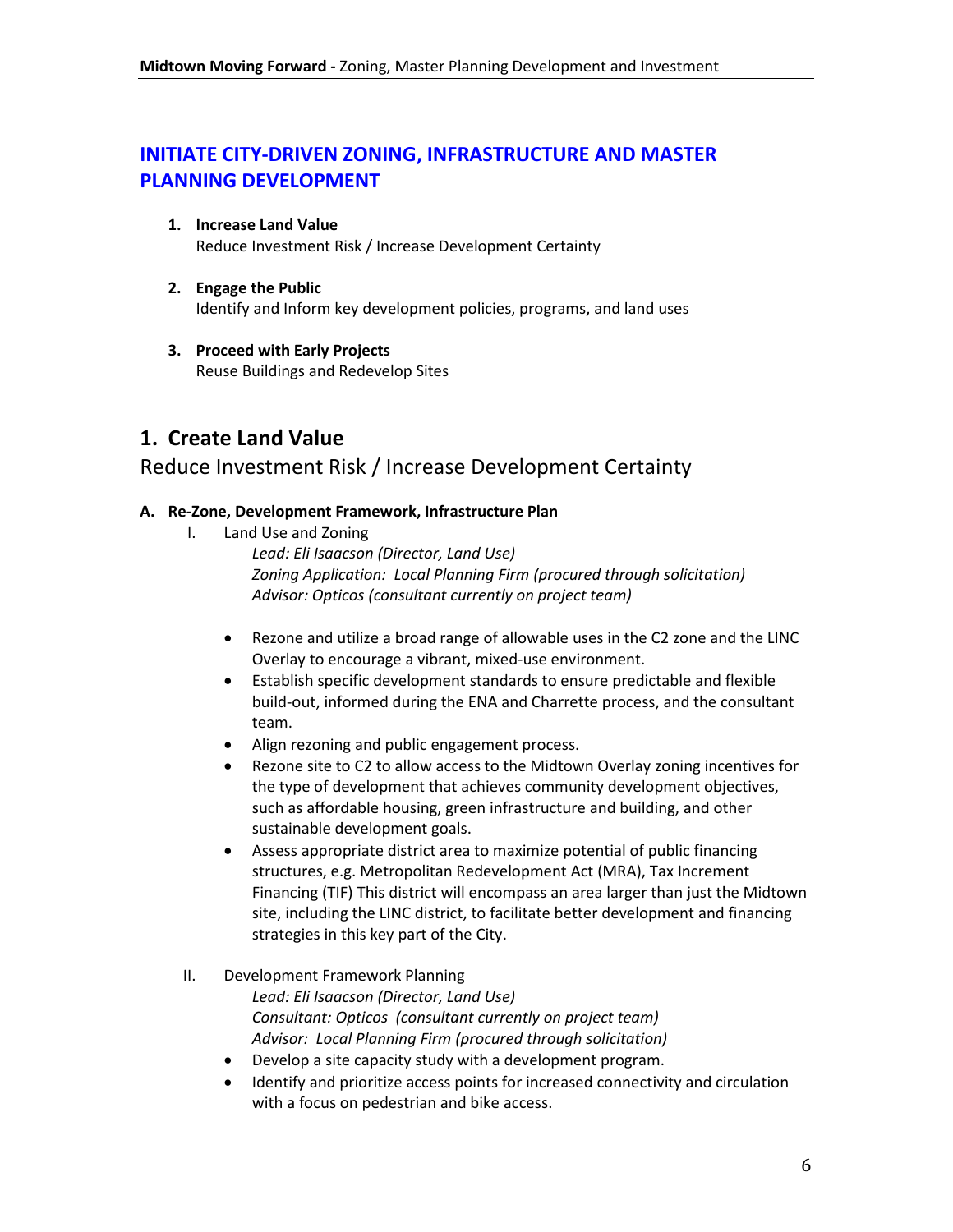## INITIATE CITY-DRIVEN ZONING, INFRASTRUCTURE AND MASTER PLANNING DEVELOPMENT

1. **Increase Land Value**
   Reduce Investment Risk / Increase Development Certainty

2. **Engage the Public**
   Identify and Inform key development policies, programs, and land uses

3. **Proceed with Early Projects**
   Reuse Buildings and Redevelop Sites

# 1. Create Land Value

## Reduce Investment Risk / Increase Development Certainty

**A. Re-Zone, Development Framework, Infrastructure Plan**

I. Land Use and Zoning

*Lead: Eli Isaacson (Director, Land Use)*
*Zoning Application: Local Planning Firm (procured through solicitation)*
*Advisor: Opticos (consultant currently on project team)*

- Rezone and utilize a broad range of allowable uses in the C2 zone and the LINC Overlay to encourage a vibrant, mixed-use environment.
- Establish specific development standards to ensure predictable and flexible build-out, informed during the ENA and Charrette process, and the consultant team.
- Align rezoning and public engagement process.
- Rezone site to C2 to allow access to the Midtown Overlay zoning incentives for the type of development that achieves community development objectives, such as affordable housing, green infrastructure and building, and other sustainable development goals.
- Assess appropriate district area to maximize potential of public financing structures, e.g. Metropolitan Redevelopment Act (MRA), Tax Increment Financing (TIF) This district will encompass an area larger than just the Midtown site, including the LINC district, to facilitate better development and financing strategies in this key part of the City.

II. Development Framework Planning

*Lead: Eli Isaacson (Director, Land Use)*
*Consultant: Opticos (consultant currently on project team)*
*Advisor: Local Planning Firm (procured through solicitation)*

- Develop a site capacity study with a development program.
- Identify and prioritize access points for increased connectivity and circulation with a focus on pedestrian and bike access.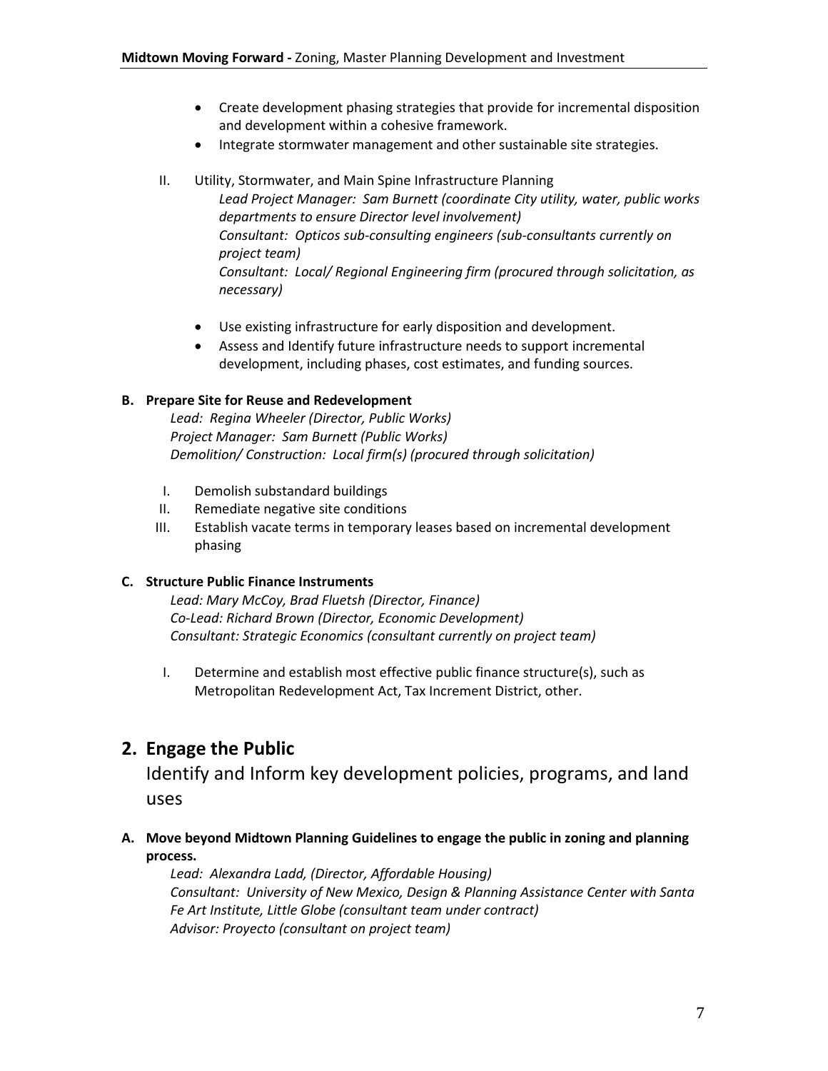- Create development phasing strategies that provide for incremental disposition and development within a cohesive framework.
- Integrate stormwater management and other sustainable site strategies.

II. Utility, Stormwater, and Main Spine Infrastructure Planning

*Lead Project Manager: Sam Burnett (coordinate City utility, water, public works departments to ensure Director level involvement)*
*Consultant: Opticos sub-consulting engineers (sub-consultants currently on project team)*
*Consultant: Local/ Regional Engineering firm (procured through solicitation, as necessary)*

- Use existing infrastructure for early disposition and development.
- Assess and Identify future infrastructure needs to support incremental development, including phases, cost estimates, and funding sources.

**B. Prepare Site for Reuse and Redevelopment**

*Lead: Regina Wheeler (Director, Public Works)*
*Project Manager: Sam Burnett (Public Works)*
*Demolition/ Construction: Local firm(s) (procured through solicitation)*

I. Demolish substandard buildings
II. Remediate negative site conditions
III. Establish vacate terms in temporary leases based on incremental development phasing

**C. Structure Public Finance Instruments**

*Lead: Mary McCoy, Brad Fluetsh (Director, Finance)*
*Co-Lead: Richard Brown (Director, Economic Development)*
*Consultant: Strategic Economics (consultant currently on project team)*

I. Determine and establish most effective public finance structure(s), such as Metropolitan Redevelopment Act, Tax Increment District, other.

## 2. Engage the Public

### Identify and Inform key development policies, programs, and land uses

**A. Move beyond Midtown Planning Guidelines to engage the public in zoning and planning process.**

*Lead: Alexandra Ladd, (Director, Affordable Housing)*
*Consultant: University of New Mexico, Design & Planning Assistance Center with Santa Fe Art Institute, Little Globe (consultant team under contract)*
*Advisor: Proyecto (consultant on project team)*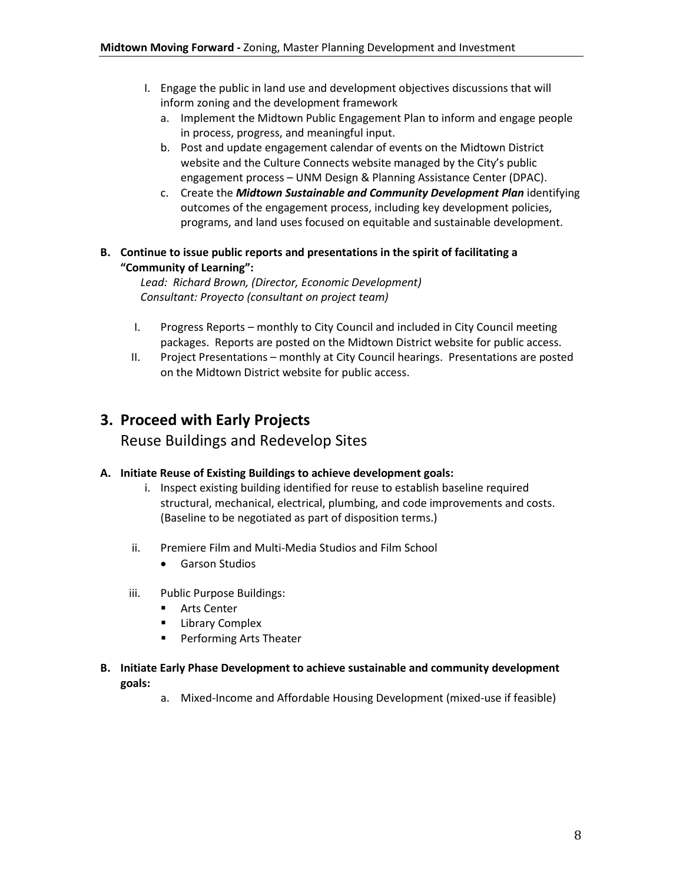I. Engage the public in land use and development objectives discussions that will inform zoning and the development framework
   a. Implement the Midtown Public Engagement Plan to inform and engage people in process, progress, and meaningful input.
   b. Post and update engagement calendar of events on the Midtown District website and the Culture Connects website managed by the City's public engagement process – UNM Design & Planning Assistance Center (DPAC).
   c. Create the ***Midtown Sustainable and Community Development Plan*** identifying outcomes of the engagement process, including key development policies, programs, and land uses focused on equitable and sustainable development.

**B. Continue to issue public reports and presentations in the spirit of facilitating a "Community of Learning":**

*Lead: Richard Brown, (Director, Economic Development)*
*Consultant: Proyecto (consultant on project team)*

I. Progress Reports – monthly to City Council and included in City Council meeting packages. Reports are posted on the Midtown District website for public access.

II. Project Presentations – monthly at City Council hearings. Presentations are posted on the Midtown District website for public access.

## 3. Proceed with Early Projects

### Reuse Buildings and Redevelop Sites

**A. Initiate Reuse of Existing Buildings to achieve development goals:**

i. Inspect existing building identified for reuse to establish baseline required structural, mechanical, electrical, plumbing, and code improvements and costs. (Baseline to be negotiated as part of disposition terms.)

ii. Premiere Film and Multi-Media Studios and Film School
   - Garson Studios

iii. Public Purpose Buildings:
   - Arts Center
   - Library Complex
   - Performing Arts Theater

**B. Initiate Early Phase Development to achieve sustainable and community development goals:**

a. Mixed-Income and Affordable Housing Development (mixed-use if feasible)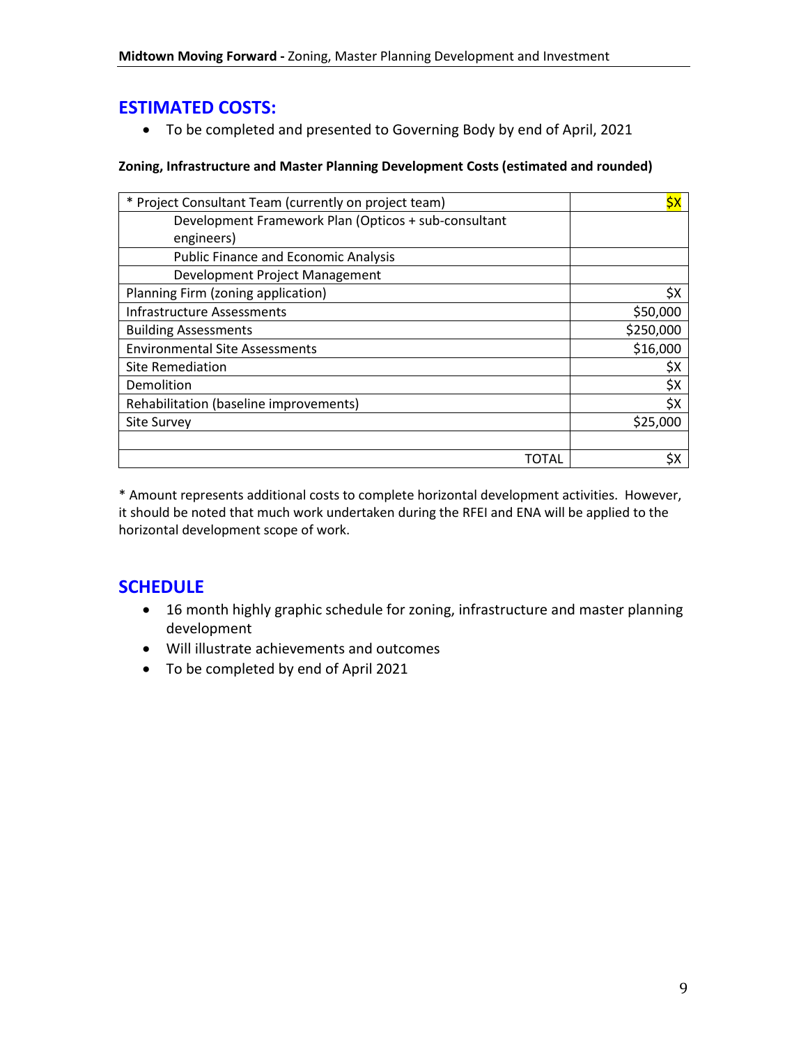## ESTIMATED COSTS:

- To be completed and presented to Governing Body by end of April, 2021

**Zoning, Infrastructure and Master Planning Development Costs (estimated and rounded)**

| | |
|---|---|
| * Project Consultant Team (currently on project team) | $X |
| Development Framework Plan (Opticos + sub-consultant engineers) | |
| Public Finance and Economic Analysis | |
| Development Project Management | |
| Planning Firm (zoning application) | $X |
| Infrastructure Assessments | $50,000 |
| Building Assessments | $250,000 |
| Environmental Site Assessments | $16,000 |
| Site Remediation | $X |
| Demolition | $X |
| Rehabilitation (baseline improvements) | $X |
| Site Survey | $25,000 |
| | |
| TOTAL | $X |

* Amount represents additional costs to complete horizontal development activities. However, it should be noted that much work undertaken during the RFEI and ENA will be applied to the horizontal development scope of work.

## SCHEDULE

- 16 month highly graphic schedule for zoning, infrastructure and master planning development
- Will illustrate achievements and outcomes
- To be completed by end of April 2021